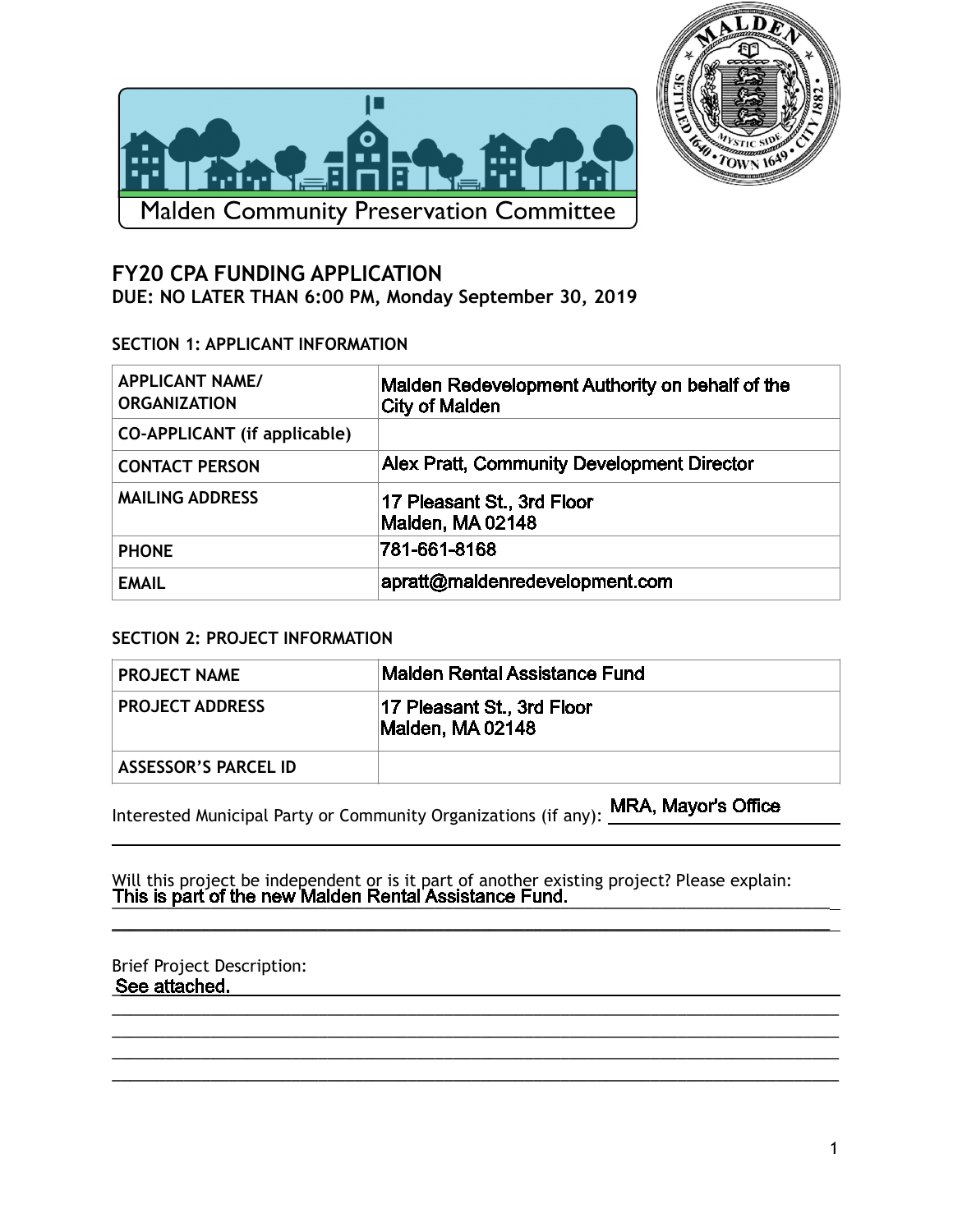Malden Community Preservation Committee

# FY20 CPA FUNDING APPLICATION

**DUE: NO LATER THAN 6:00 PM, Monday September 30, 2019**

## SECTION 1: APPLICANT INFORMATION

| | |
|---|---|
| **APPLICANT NAME/ ORGANIZATION** | Malden Redevelopment Authority on behalf of the City of Malden |
| **CO-APPLICANT (if applicable)** | |
| **CONTACT PERSON** | Alex Pratt, Community Development Director |
| **MAILING ADDRESS** | 17 Pleasant St., 3rd Floor Malden, MA 02148 |
| **PHONE** | 781-661-8168 |
| **EMAIL** | apratt@maldenredevelopment.com |

## SECTION 2: PROJECT INFORMATION

| | |
|---|---|
| **PROJECT NAME** | Malden Rental Assistance Fund |
| **PROJECT ADDRESS** | 17 Pleasant St., 3rd Floor Malden, MA 02148 |
| **ASSESSOR'S PARCEL ID** | |

Interested Municipal Party or Community Organizations (if any): MRA, Mayor's Office

Will this project be independent or is it part of another existing project? Please explain:
This is part of the new Malden Rental Assistance Fund.

Brief Project Description:
See attached.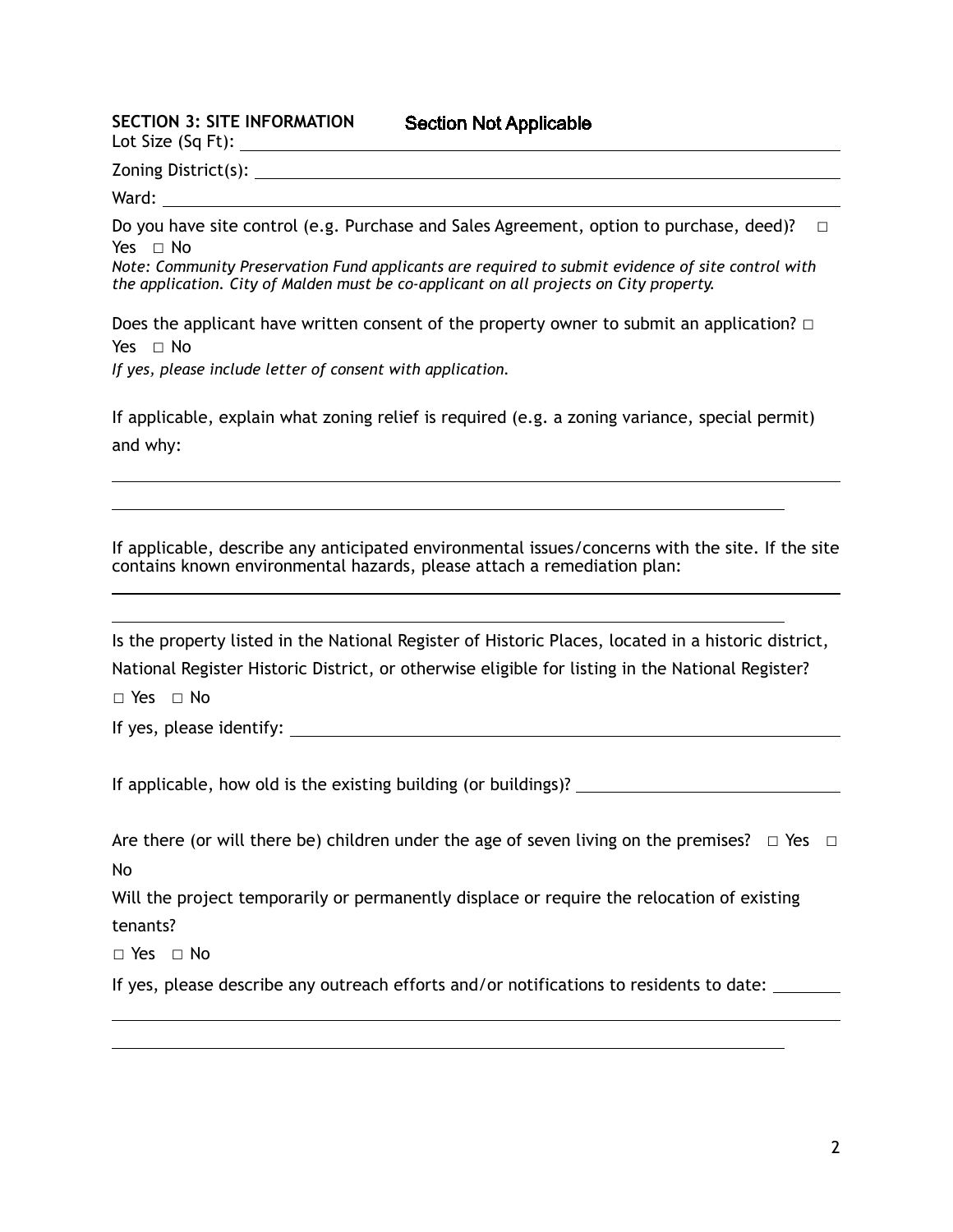**SECTION 3: SITE INFORMATION** Section Not Applicable

Lot Size (Sq Ft): ______________________________

Zoning District(s): ______________________________

Ward: ______________________________

Do you have site control (e.g. Purchase and Sales Agreement, option to purchase, deed)? □ Yes □ No

*Note: Community Preservation Fund applicants are required to submit evidence of site control with the application. City of Malden must be co-applicant on all projects on City property.*

Does the applicant have written consent of the property owner to submit an application? □ Yes □ No

*If yes, please include letter of consent with application.*

If applicable, explain what zoning relief is required (e.g. a zoning variance, special permit) and why:

______________________________

______________________________

If applicable, describe any anticipated environmental issues/concerns with the site. If the site contains known environmental hazards, please attach a remediation plan:

______________________________

______________________________

Is the property listed in the National Register of Historic Places, located in a historic district, National Register Historic District, or otherwise eligible for listing in the National Register?

□ Yes □ No

If yes, please identify: ______________________________

If applicable, how old is the existing building (or buildings)? ______________________________

Are there (or will there be) children under the age of seven living on the premises? □ Yes □ No

Will the project temporarily or permanently displace or require the relocation of existing tenants?

□ Yes □ No

If yes, please describe any outreach efforts and/or notifications to residents to date: ________

______________________________

______________________________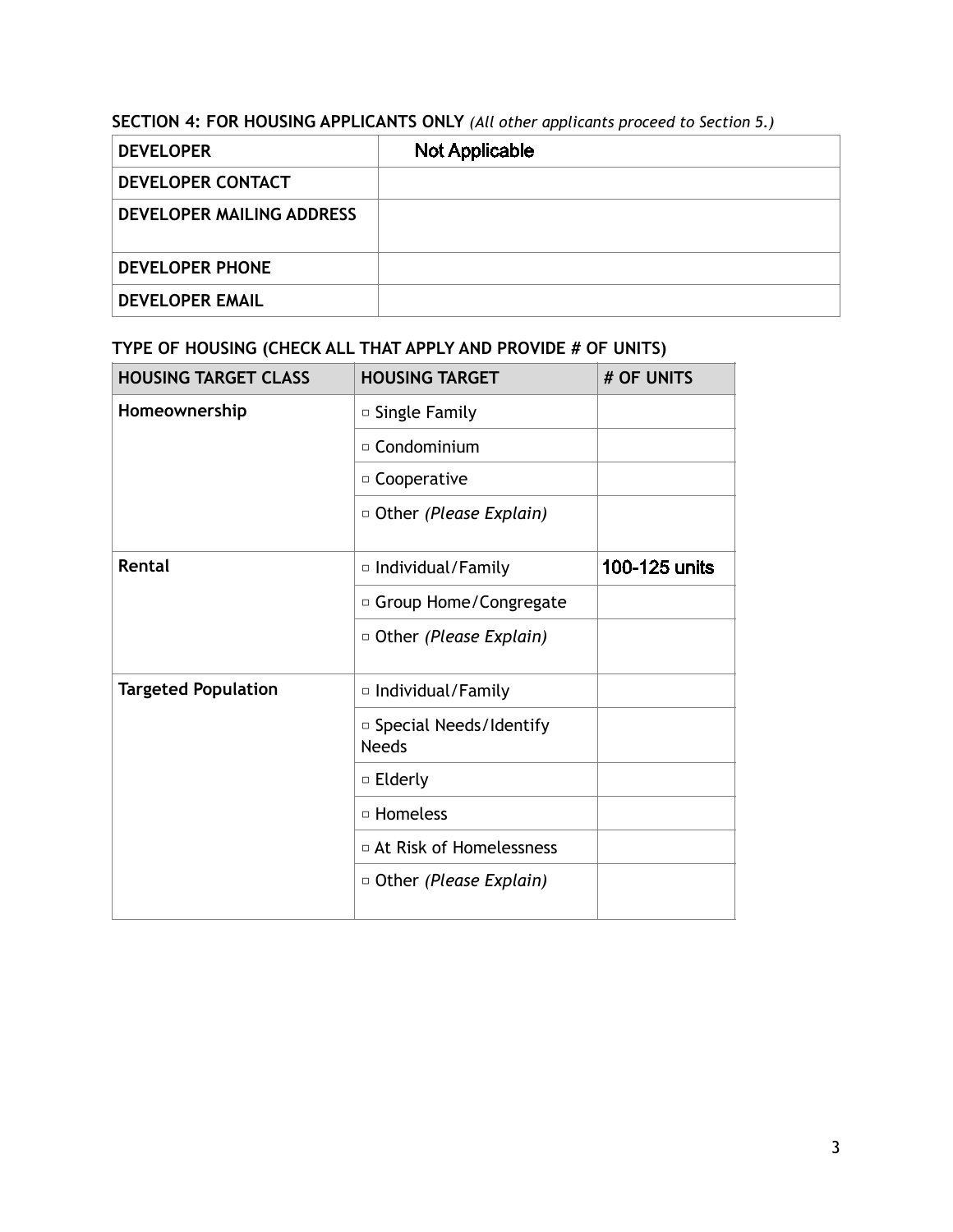**SECTION 4: FOR HOUSING APPLICANTS ONLY** *(All other applicants proceed to Section 5.)*

| | |
|---|---|
| **DEVELOPER** | Not Applicable |
| **DEVELOPER CONTACT** | |
| **DEVELOPER MAILING ADDRESS** | |
| **DEVELOPER PHONE** | |
| **DEVELOPER EMAIL** | |

**TYPE OF HOUSING (CHECK ALL THAT APPLY AND PROVIDE # OF UNITS)**

| HOUSING TARGET CLASS | HOUSING TARGET | # OF UNITS |
|---|---|---|
| **Homeownership** | ▫ Single Family | |
| | ▫ Condominium | |
| | ▫ Cooperative | |
| | ▫ Other *(Please Explain)* | |
| **Rental** | ▫ Individual/Family | 100-125 units |
| | ▫ Group Home/Congregate | |
| | ▫ Other *(Please Explain)* | |
| **Targeted Population** | ▫ Individual/Family | |
| | ▫ Special Needs/Identify Needs | |
| | ▫ Elderly | |
| | ▫ Homeless | |
| | ▫ At Risk of Homelessness | |
| | ▫ Other *(Please Explain)* | |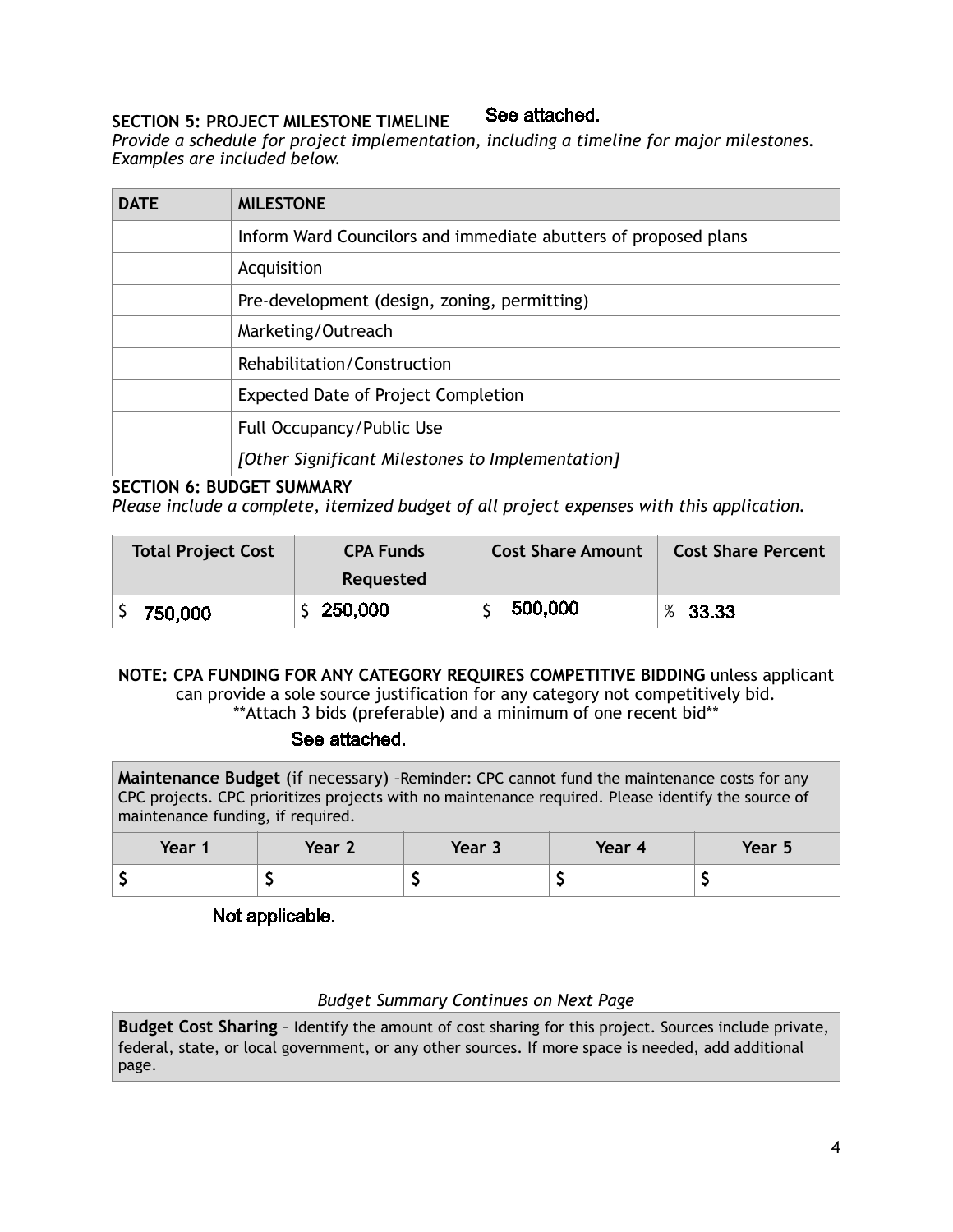**SECTION 5: PROJECT MILESTONE TIMELINE** See attached.

*Provide a schedule for project implementation, including a timeline for major milestones. Examples are included below.*

| DATE | MILESTONE |
|---|---|
| | Inform Ward Councilors and immediate abutters of proposed plans |
| | Acquisition |
| | Pre-development (design, zoning, permitting) |
| | Marketing/Outreach |
| | Rehabilitation/Construction |
| | Expected Date of Project Completion |
| | Full Occupancy/Public Use |
| | *[Other Significant Milestones to Implementation]* |

**SECTION 6: BUDGET SUMMARY**

*Please include a complete, itemized budget of all project expenses with this application.*

| Total Project Cost | CPA Funds Requested | Cost Share Amount | Cost Share Percent |
|---|---|---|---|
| $ 750,000 | $ 250,000 | $ 500,000 | % 33.33 |

**NOTE: CPA FUNDING FOR ANY CATEGORY REQUIRES COMPETITIVE BIDDING** unless applicant can provide a sole source justification for any category not competitively bid. **Attach 3 bids (preferable) and a minimum of one recent bid**

See attached.

**Maintenance Budget** (if necessary) –Reminder: CPC cannot fund the maintenance costs for any CPC projects. CPC prioritizes projects with no maintenance required. Please identify the source of maintenance funding, if required.

| Year 1 | Year 2 | Year 3 | Year 4 | Year 5 |
|---|---|---|---|---|
| $ | $ | $ | $ | $ |

Not applicable.

*Budget Summary Continues on Next Page*

**Budget Cost Sharing** – Identify the amount of cost sharing for this project. Sources include private, federal, state, or local government, or any other sources. If more space is needed, add additional page.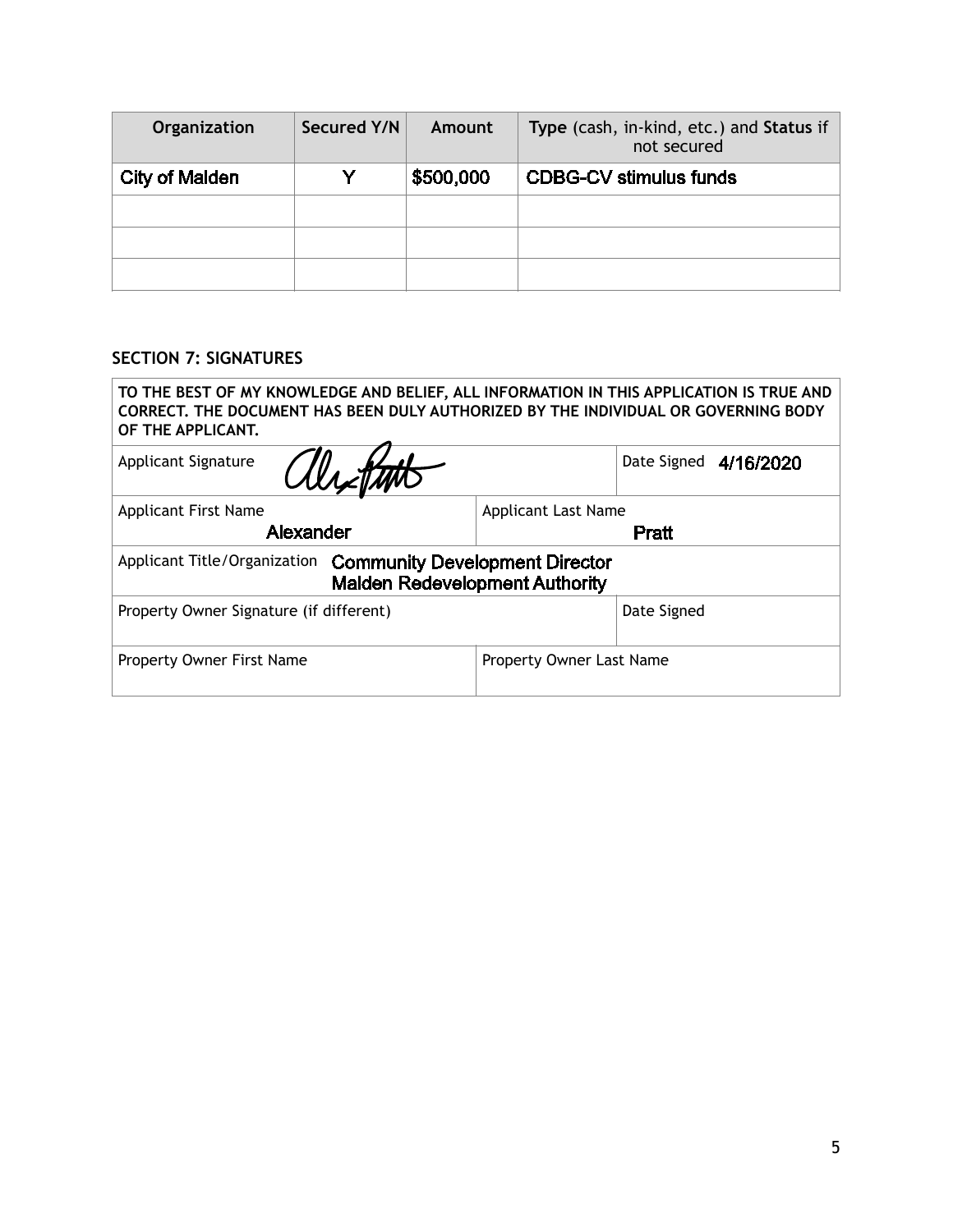| Organization | Secured Y/N | Amount | **Type** (cash, in-kind, etc.) and **Status** if not secured |
|---|---|---|---|
| City of Malden | Y | $500,000 | CDBG-CV stimulus funds |
| | | | |
| | | | |
| | | | |

### SECTION 7: SIGNATURES

**TO THE BEST OF MY KNOWLEDGE AND BELIEF, ALL INFORMATION IN THIS APPLICATION IS TRUE AND CORRECT. THE DOCUMENT HAS BEEN DULY AUTHORIZED BY THE INDIVIDUAL OR GOVERNING BODY OF THE APPLICANT.**

| | |
|---|---|
| Applicant Signature [signature] | Date Signed 4/16/2020 |
| Applicant First Name: Alexander | Applicant Last Name: Pratt |
| Applicant Title/Organization: Community Development Director, Malden Redevelopment Authority | |
| Property Owner Signature (if different) | Date Signed |
| Property Owner First Name | Property Owner Last Name |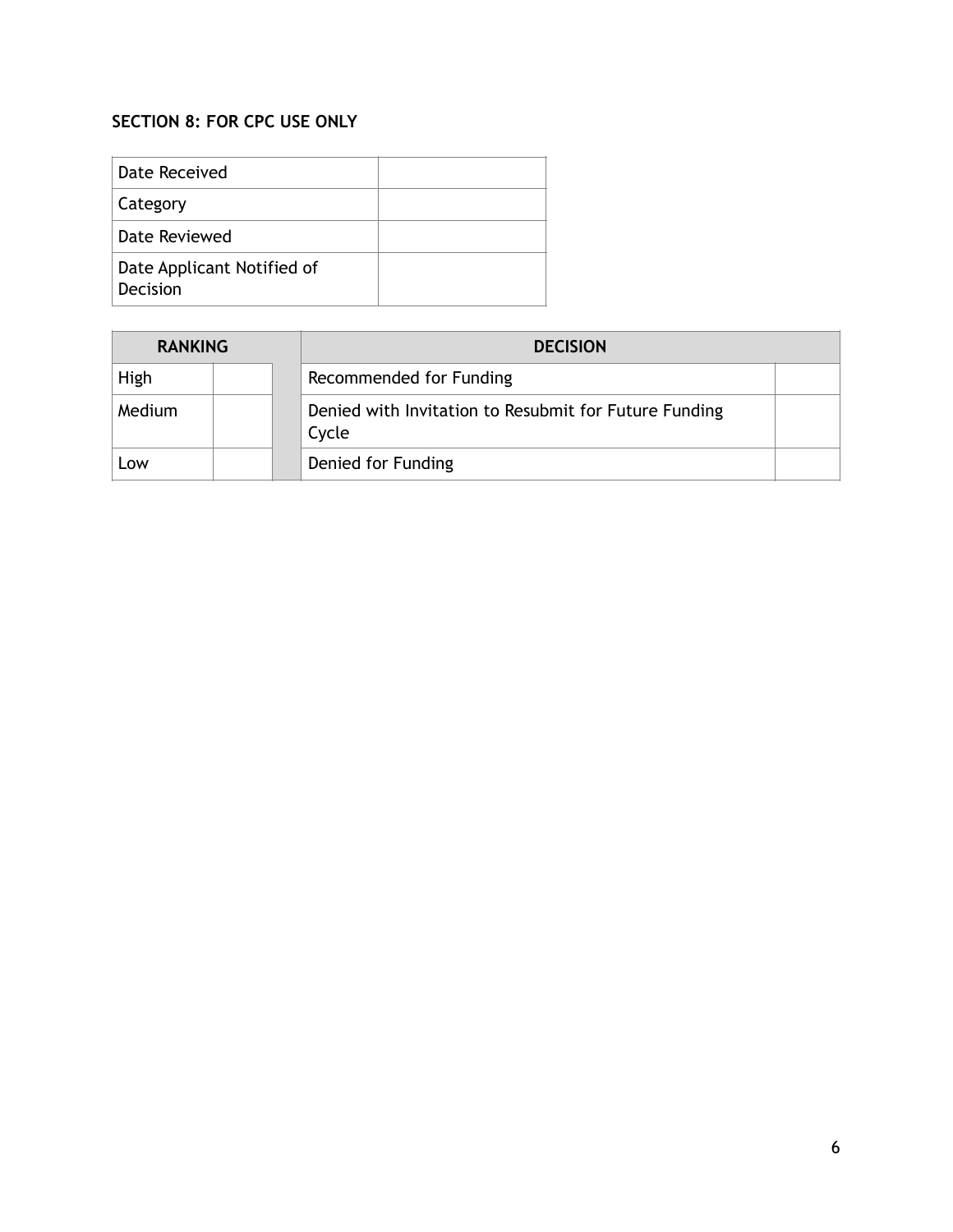## SECTION 8: FOR CPC USE ONLY

| Date Received | |
|---|---|
| Category | |
| Date Reviewed | |
| Date Applicant Notified of Decision | |

| RANKING | | | DECISION | |
|---|---|---|---|---|
| High | | | Recommended for Funding | |
| Medium | | | Denied with Invitation to Resubmit for Future Funding Cycle | |
| Low | | | Denied for Funding | |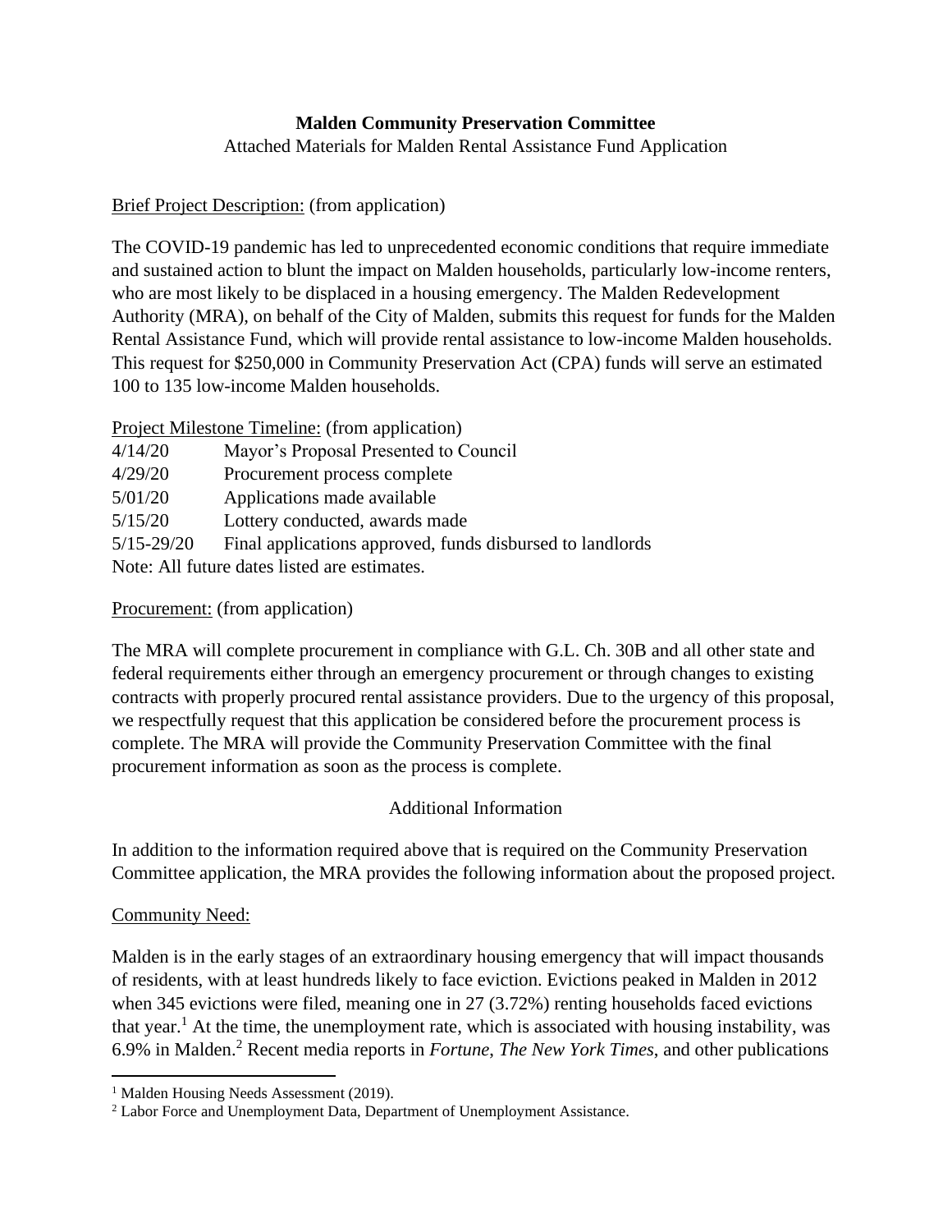**Malden Community Preservation Committee**

Attached Materials for Malden Rental Assistance Fund Application

Brief Project Description: (from application)

The COVID-19 pandemic has led to unprecedented economic conditions that require immediate and sustained action to blunt the impact on Malden households, particularly low-income renters, who are most likely to be displaced in a housing emergency. The Malden Redevelopment Authority (MRA), on behalf of the City of Malden, submits this request for funds for the Malden Rental Assistance Fund, which will provide rental assistance to low-income Malden households. This request for $250,000 in Community Preservation Act (CPA) funds will serve an estimated 100 to 135 low-income Malden households.

Project Milestone Timeline: (from application)

| | |
|---|---|
| 4/14/20 | Mayor's Proposal Presented to Council |
| 4/29/20 | Procurement process complete |
| 5/01/20 | Applications made available |
| 5/15/20 | Lottery conducted, awards made |
| 5/15-29/20 | Final applications approved, funds disbursed to landlords |

Note: All future dates listed are estimates.

Procurement: (from application)

The MRA will complete procurement in compliance with G.L. Ch. 30B and all other state and federal requirements either through an emergency procurement or through changes to existing contracts with properly procured rental assistance providers. Due to the urgency of this proposal, we respectfully request that this application be considered before the procurement process is complete. The MRA will provide the Community Preservation Committee with the final procurement information as soon as the process is complete.

Additional Information

In addition to the information required above that is required on the Community Preservation Committee application, the MRA provides the following information about the proposed project.

Community Need:

Malden is in the early stages of an extraordinary housing emergency that will impact thousands of residents, with at least hundreds likely to face eviction. Evictions peaked in Malden in 2012 when 345 evictions were filed, meaning one in 27 (3.72%) renting households faced evictions that year.[1] At the time, the unemployment rate, which is associated with housing instability, was 6.9% in Malden.[2] Recent media reports in *Fortune*, *The New York Times*, and other publications

[1] Malden Housing Needs Assessment (2019).

[2] Labor Force and Unemployment Data, Department of Unemployment Assistance.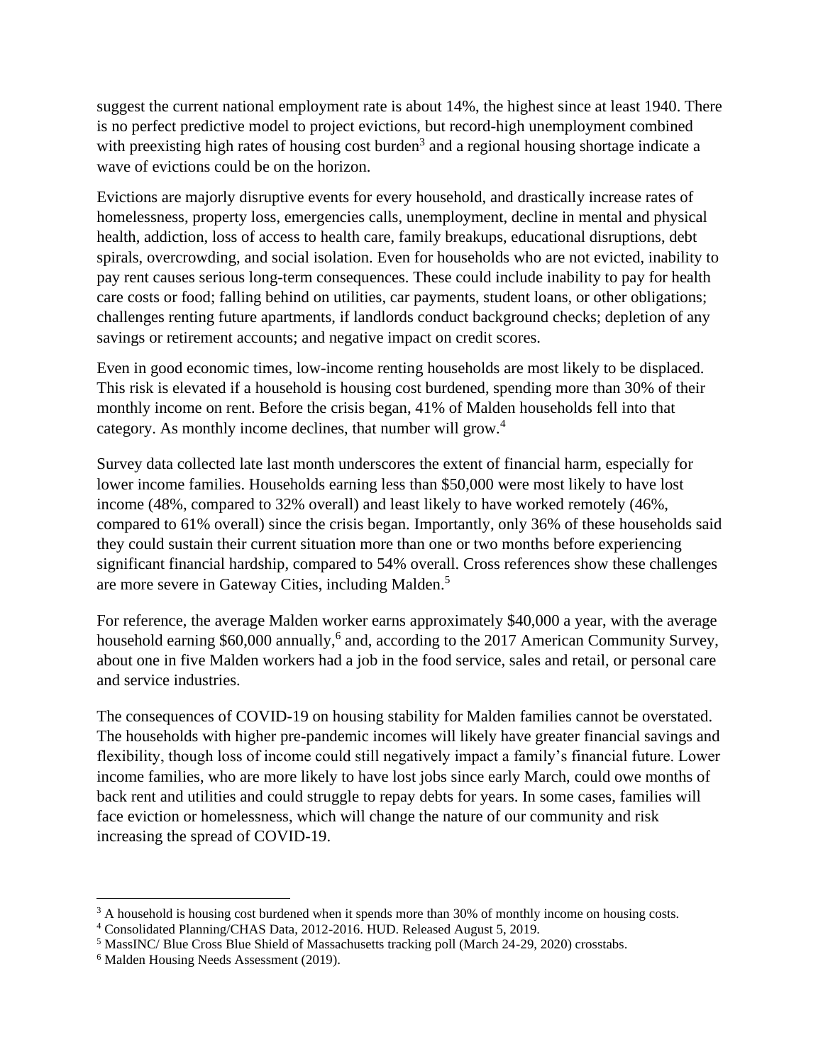suggest the current national employment rate is about 14%, the highest since at least 1940. There is no perfect predictive model to project evictions, but record-high unemployment combined with preexisting high rates of housing cost burden[3] and a regional housing shortage indicate a wave of evictions could be on the horizon.

Evictions are majorly disruptive events for every household, and drastically increase rates of homelessness, property loss, emergencies calls, unemployment, decline in mental and physical health, addiction, loss of access to health care, family breakups, educational disruptions, debt spirals, overcrowding, and social isolation. Even for households who are not evicted, inability to pay rent causes serious long-term consequences. These could include inability to pay for health care costs or food; falling behind on utilities, car payments, student loans, or other obligations; challenges renting future apartments, if landlords conduct background checks; depletion of any savings or retirement accounts; and negative impact on credit scores.

Even in good economic times, low-income renting households are most likely to be displaced. This risk is elevated if a household is housing cost burdened, spending more than 30% of their monthly income on rent. Before the crisis began, 41% of Malden households fell into that category. As monthly income declines, that number will grow.[4]

Survey data collected late last month underscores the extent of financial harm, especially for lower income families. Households earning less than $50,000 were most likely to have lost income (48%, compared to 32% overall) and least likely to have worked remotely (46%, compared to 61% overall) since the crisis began. Importantly, only 36% of these households said they could sustain their current situation more than one or two months before experiencing significant financial hardship, compared to 54% overall. Cross references show these challenges are more severe in Gateway Cities, including Malden.[5]

For reference, the average Malden worker earns approximately $40,000 a year, with the average household earning $60,000 annually,[6] and, according to the 2017 American Community Survey, about one in five Malden workers had a job in the food service, sales and retail, or personal care and service industries.

The consequences of COVID-19 on housing stability for Malden families cannot be overstated. The households with higher pre-pandemic incomes will likely have greater financial savings and flexibility, though loss of income could still negatively impact a family's financial future. Lower income families, who are more likely to have lost jobs since early March, could owe months of back rent and utilities and could struggle to repay debts for years. In some cases, families will face eviction or homelessness, which will change the nature of our community and risk increasing the spread of COVID-19.

---

[3] A household is housing cost burdened when it spends more than 30% of monthly income on housing costs.

[4] Consolidated Planning/CHAS Data, 2012-2016. HUD. Released August 5, 2019.

[5] MassINC/ Blue Cross Blue Shield of Massachusetts tracking poll (March 24-29, 2020) crosstabs.

[6] Malden Housing Needs Assessment (2019).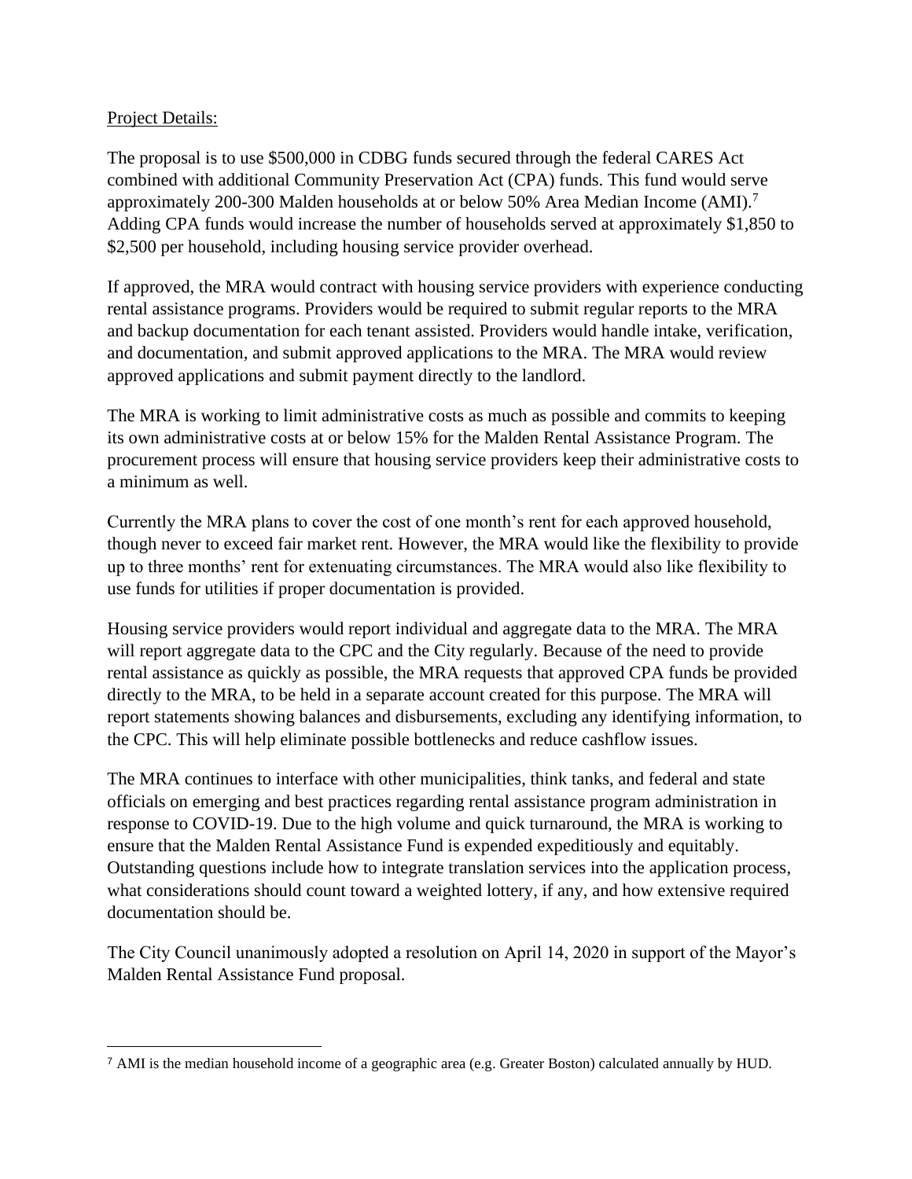Project Details:

The proposal is to use $500,000 in CDBG funds secured through the federal CARES Act combined with additional Community Preservation Act (CPA) funds. This fund would serve approximately 200-300 Malden households at or below 50% Area Median Income (AMI).[7] Adding CPA funds would increase the number of households served at approximately $1,850 to $2,500 per household, including housing service provider overhead.

If approved, the MRA would contract with housing service providers with experience conducting rental assistance programs. Providers would be required to submit regular reports to the MRA and backup documentation for each tenant assisted. Providers would handle intake, verification, and documentation, and submit approved applications to the MRA. The MRA would review approved applications and submit payment directly to the landlord.

The MRA is working to limit administrative costs as much as possible and commits to keeping its own administrative costs at or below 15% for the Malden Rental Assistance Program. The procurement process will ensure that housing service providers keep their administrative costs to a minimum as well.

Currently the MRA plans to cover the cost of one month's rent for each approved household, though never to exceed fair market rent. However, the MRA would like the flexibility to provide up to three months' rent for extenuating circumstances. The MRA would also like flexibility to use funds for utilities if proper documentation is provided.

Housing service providers would report individual and aggregate data to the MRA. The MRA will report aggregate data to the CPC and the City regularly. Because of the need to provide rental assistance as quickly as possible, the MRA requests that approved CPA funds be provided directly to the MRA, to be held in a separate account created for this purpose. The MRA will report statements showing balances and disbursements, excluding any identifying information, to the CPC. This will help eliminate possible bottlenecks and reduce cashflow issues.

The MRA continues to interface with other municipalities, think tanks, and federal and state officials on emerging and best practices regarding rental assistance program administration in response to COVID-19. Due to the high volume and quick turnaround, the MRA is working to ensure that the Malden Rental Assistance Fund is expended expeditiously and equitably. Outstanding questions include how to integrate translation services into the application process, what considerations should count toward a weighted lottery, if any, and how extensive required documentation should be.

The City Council unanimously adopted a resolution on April 14, 2020 in support of the Mayor's Malden Rental Assistance Fund proposal.

[7] AMI is the median household income of a geographic area (e.g. Greater Boston) calculated annually by HUD.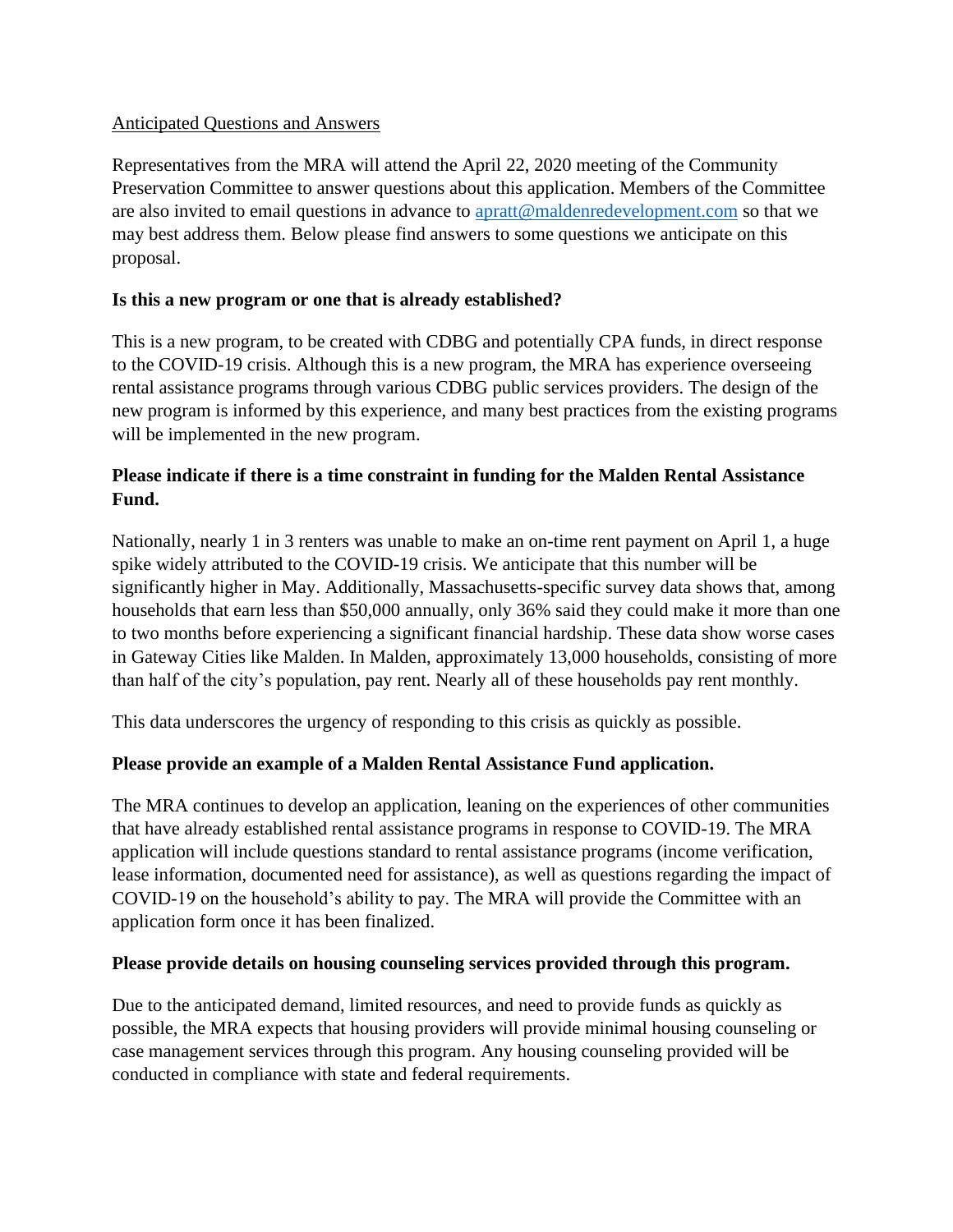Anticipated Questions and Answers

Representatives from the MRA will attend the April 22, 2020 meeting of the Community Preservation Committee to answer questions about this application. Members of the Committee are also invited to email questions in advance to [apratt@maldenredevelopment.com](mailto:apratt@maldenredevelopment.com) so that we may best address them. Below please find answers to some questions we anticipate on this proposal.

**Is this a new program or one that is already established?**

This is a new program, to be created with CDBG and potentially CPA funds, in direct response to the COVID-19 crisis. Although this is a new program, the MRA has experience overseeing rental assistance programs through various CDBG public services providers. The design of the new program is informed by this experience, and many best practices from the existing programs will be implemented in the new program.

**Please indicate if there is a time constraint in funding for the Malden Rental Assistance Fund.**

Nationally, nearly 1 in 3 renters was unable to make an on-time rent payment on April 1, a huge spike widely attributed to the COVID-19 crisis. We anticipate that this number will be significantly higher in May. Additionally, Massachusetts-specific survey data shows that, among households that earn less than $50,000 annually, only 36% said they could make it more than one to two months before experiencing a significant financial hardship. These data show worse cases in Gateway Cities like Malden. In Malden, approximately 13,000 households, consisting of more than half of the city's population, pay rent. Nearly all of these households pay rent monthly.

This data underscores the urgency of responding to this crisis as quickly as possible.

**Please provide an example of a Malden Rental Assistance Fund application.**

The MRA continues to develop an application, leaning on the experiences of other communities that have already established rental assistance programs in response to COVID-19. The MRA application will include questions standard to rental assistance programs (income verification, lease information, documented need for assistance), as well as questions regarding the impact of COVID-19 on the household's ability to pay. The MRA will provide the Committee with an application form once it has been finalized.

**Please provide details on housing counseling services provided through this program.**

Due to the anticipated demand, limited resources, and need to provide funds as quickly as possible, the MRA expects that housing providers will provide minimal housing counseling or case management services through this program. Any housing counseling provided will be conducted in compliance with state and federal requirements.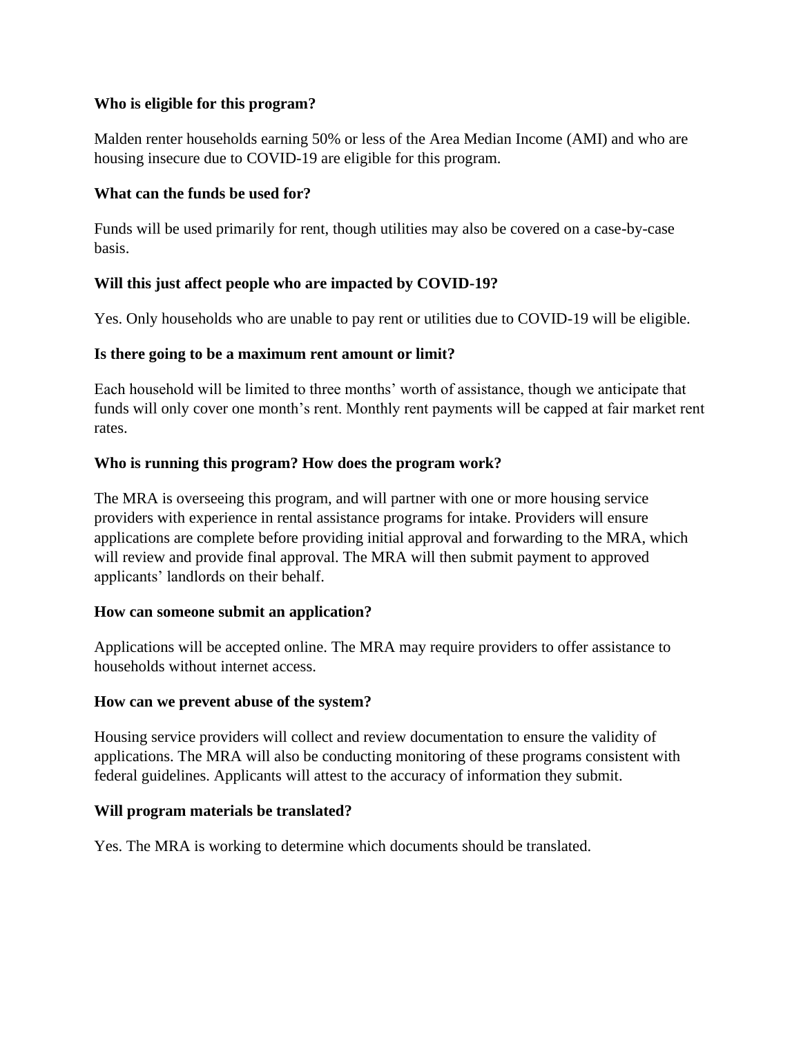**Who is eligible for this program?**

Malden renter households earning 50% or less of the Area Median Income (AMI) and who are housing insecure due to COVID-19 are eligible for this program.

**What can the funds be used for?**

Funds will be used primarily for rent, though utilities may also be covered on a case-by-case basis.

**Will this just affect people who are impacted by COVID-19?**

Yes. Only households who are unable to pay rent or utilities due to COVID-19 will be eligible.

**Is there going to be a maximum rent amount or limit?**

Each household will be limited to three months' worth of assistance, though we anticipate that funds will only cover one month's rent. Monthly rent payments will be capped at fair market rent rates.

**Who is running this program? How does the program work?**

The MRA is overseeing this program, and will partner with one or more housing service providers with experience in rental assistance programs for intake. Providers will ensure applications are complete before providing initial approval and forwarding to the MRA, which will review and provide final approval. The MRA will then submit payment to approved applicants' landlords on their behalf.

**How can someone submit an application?**

Applications will be accepted online. The MRA may require providers to offer assistance to households without internet access.

**How can we prevent abuse of the system?**

Housing service providers will collect and review documentation to ensure the validity of applications. The MRA will also be conducting monitoring of these programs consistent with federal guidelines. Applicants will attest to the accuracy of information they submit.

**Will program materials be translated?**

Yes. The MRA is working to determine which documents should be translated.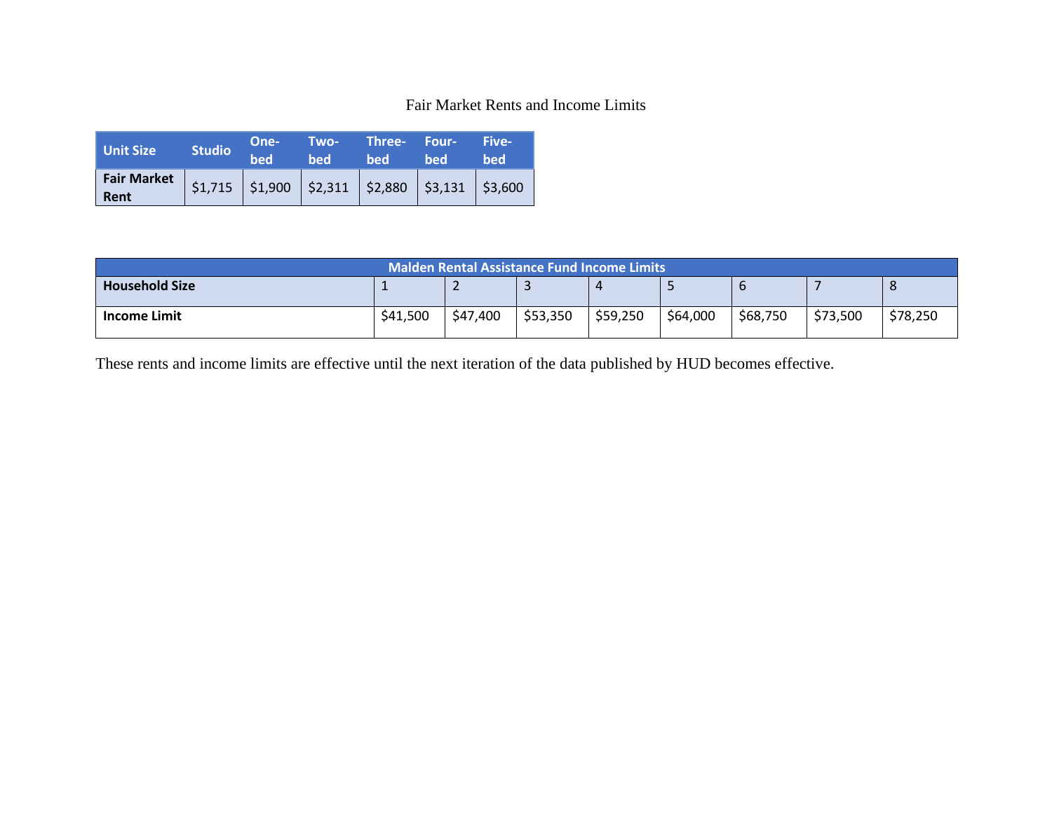Fair Market Rents and Income Limits

| Unit Size | Studio | One-bed | Two-bed | Three-bed | Four-bed | Five-bed |
|---|---|---|---|---|---|---|
| **Fair Market Rent** | $1,715 | $1,900 | $2,311 | $2,880 | $3,131 | $3,600 |

| Malden Rental Assistance Fund Income Limits | | | | | | | | |
|---|---|---|---|---|---|---|---|---|
| **Household Size** | 1 | 2 | 3 | 4 | 5 | 6 | 7 | 8 |
| **Income Limit** | $41,500 | $47,400 | $53,350 | $59,250 | $64,000 | $68,750 | $73,500 | $78,250 |

These rents and income limits are effective until the next iteration of the data published by HUD becomes effective.